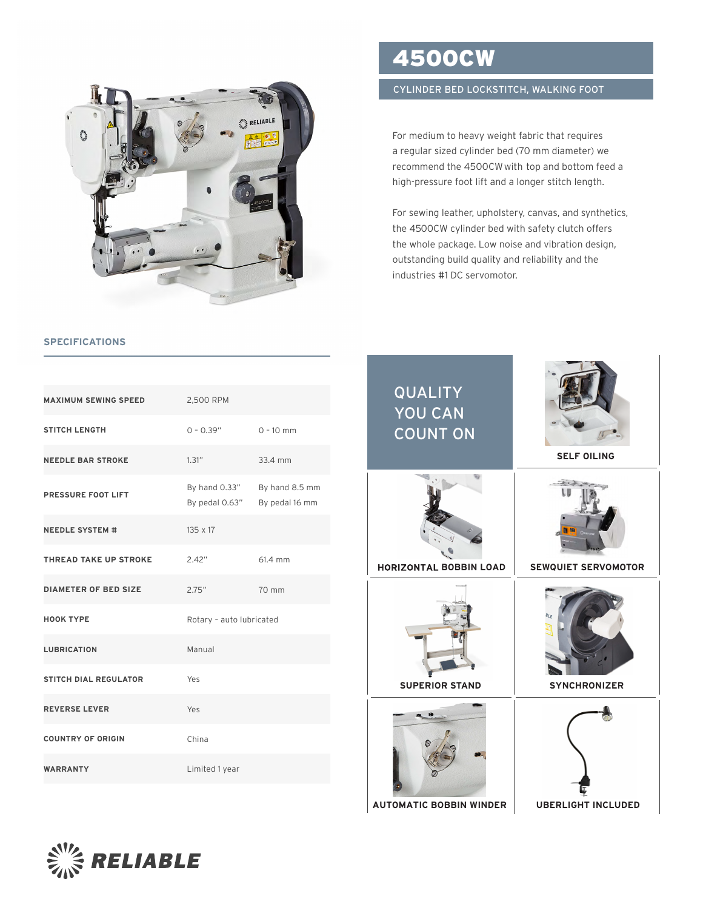# 4500CW

## CYLINDER BED LOCKSTITCH, WALKING FOOT

For medium to heavy weight fabric that requires a regular sized cylinder bed (70 mm diameter) we recommend the 4500CW with top and bottom feed a high-pressure foot lift and a longer stitch length.

For sewing leather, upholstery, canvas, and synthetics, the 4500CW cylinder bed with safety clutch offers the whole package. Low noise and vibration design, outstanding build quality and reliability and the industries #1 DC servomotor.

### SPECIFICATIONS

| | | |
|---|---|---|
| **MAXIMUM SEWING SPEED** | 2,500 RPM | |
| **STITCH LENGTH** | 0 - 0.39" | 0 - 10 mm |
| **NEEDLE BAR STROKE** | 1.31" | 33.4 mm |
| **PRESSURE FOOT LIFT** | By hand 0.33"<br>By pedal 0.63" | By hand 8.5 mm<br>By pedal 16 mm |
| **NEEDLE SYSTEM #** | 135 x 17 | |
| **THREAD TAKE UP STROKE** | 2.42" | 61.4 mm |
| **DIAMETER OF BED SIZE** | 2.75" | 70 mm |
| **HOOK TYPE** | Rotary - auto lubricated | |
| **LUBRICATION** | Manual | |
| **STITCH DIAL REGULATOR** | Yes | |
| **REVERSE LEVER** | Yes | |
| **COUNTRY OF ORIGIN** | China | |
| **WARRANTY** | Limited 1 year | |

## QUALITY YOU CAN COUNT ON

**SELF OILING**

**HORIZONTAL BOBBIN LOAD**

**SEWQUIET SERVOMOTOR**

**SUPERIOR STAND**

**SYNCHRONIZER**

**AUTOMATIC BOBBIN WINDER**

**UBERLIGHT INCLUDED**

RELIABLE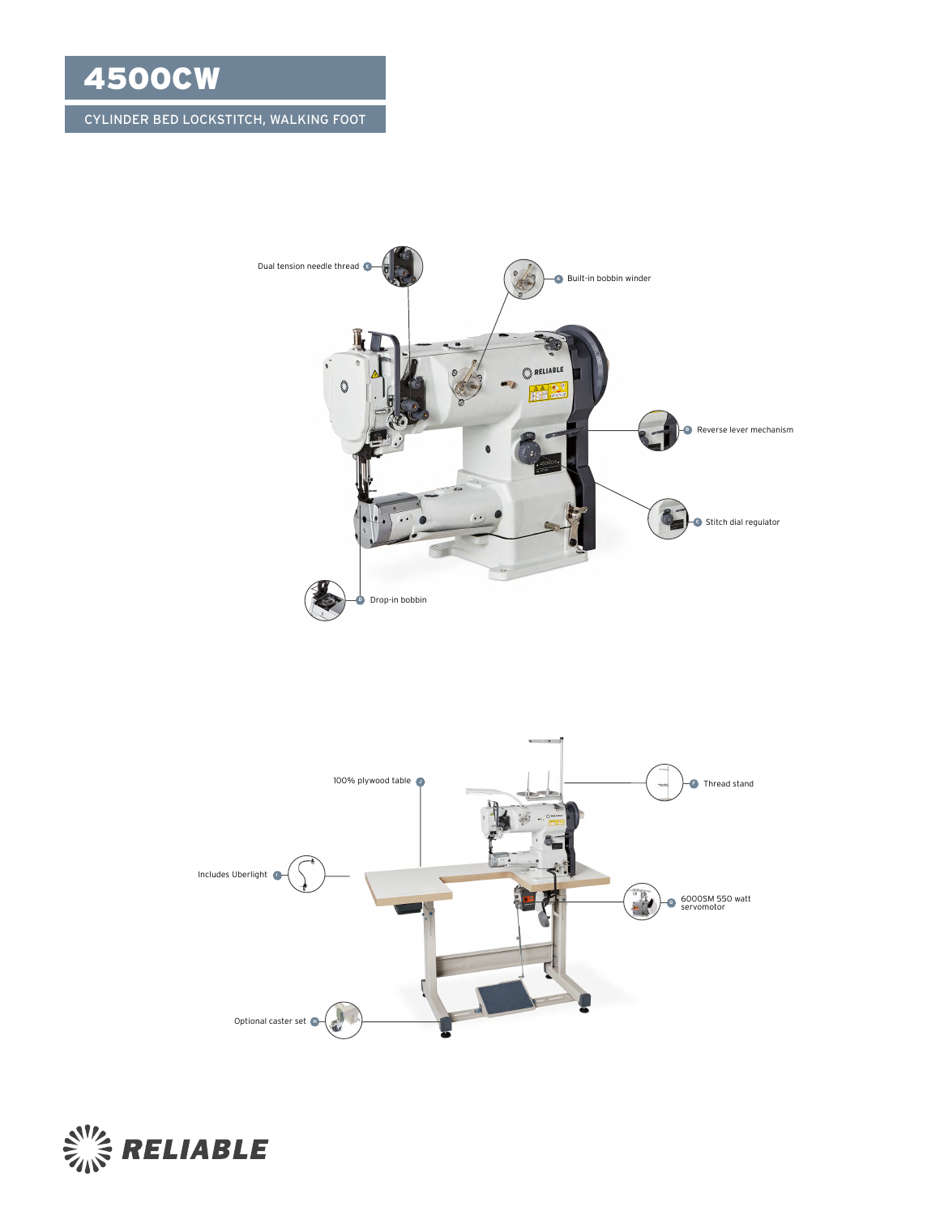# 4500CW

## CYLINDER BED LOCKSTITCH, WALKING FOOT

Dual tension needle thread E

Built-in bobbin winder A

Reverse lever mechanism B

Stitch dial regulator C

Drop-in bobbin D

100% plywood table J

Thread stand F

Includes Uberlight I

6000SM 550 watt servomotor G

Optional caster set H